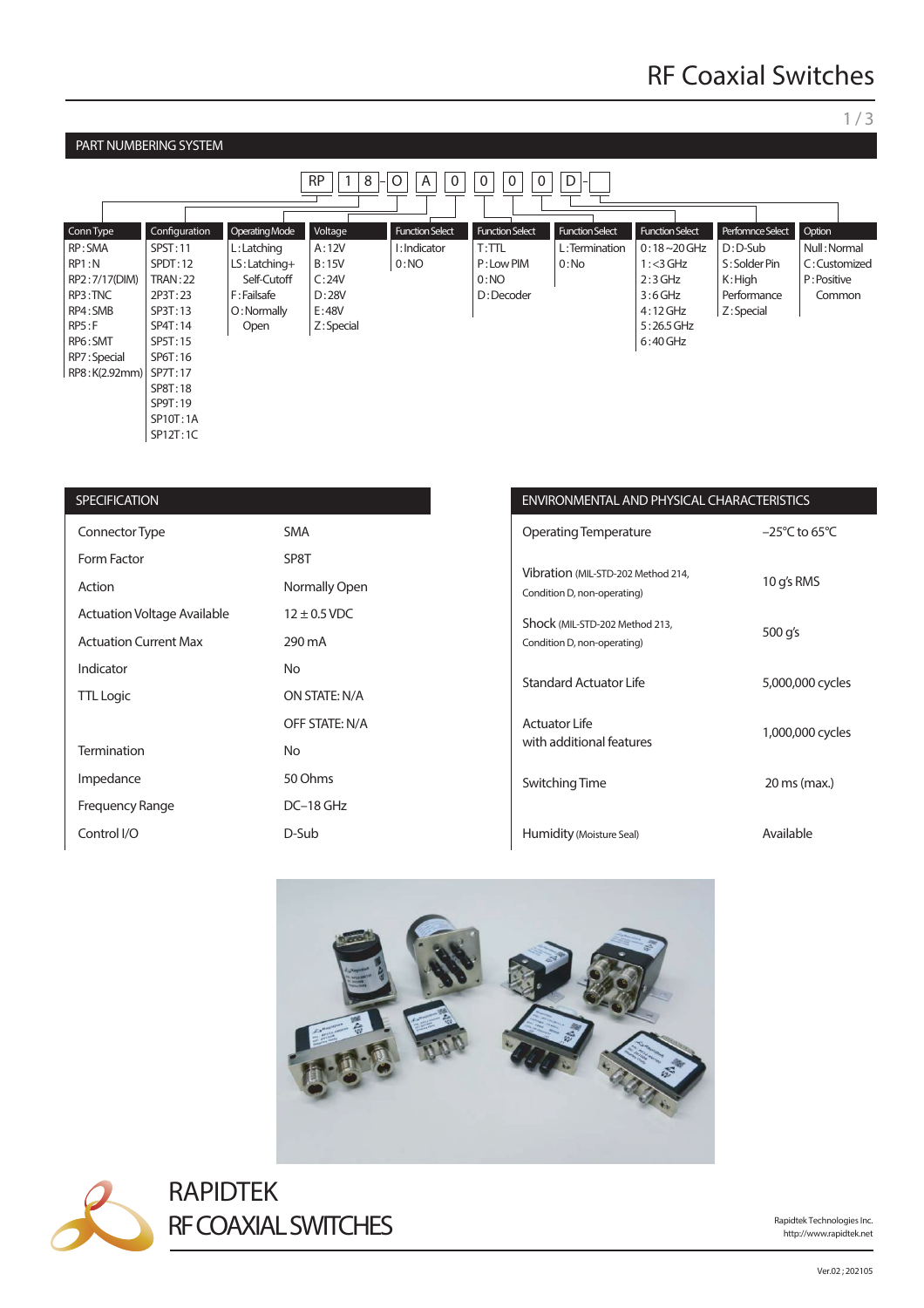# RF Coaxial Switches

## PART NUMBERING SYSTEM

RP | 1 | 8 - O | A | 0 | 0 | 0 | 0 | D -

| Conn Type | Configuration | Operating Mode | Voltage | Function Select | Function Select | Function Select | Function Select | Perfomnce Select | Option |
|---|---|---|---|---|---|---|---|---|---|
| RP : SMA | SPST : 11 | L : Latching | A : 12V | I : Indicator | T : TTL | L : Termination | 0 : 18~20 GHz | D : D-Sub | Null : Normal |
| RP1 : N | SPDT : 12 | LS : Latching+ Self-Cutoff | B : 15V | 0 : NO | P : Low PIM | 0 : No | 1 : <3 GHz | S : Solder Pin | C : Customized |
| RP2 : 7/17(DIM) | TRAN : 22 | F : Failsafe | C : 24V | | 0 : NO | | 2 : 3 GHz | K : High Performance | P : Positive Common |
| RP3 : TNC | 2P3T : 23 | O : Normally Open | D : 28V | | D : Decoder | | 3 : 6 GHz | Z : Special | |
| RP4 : SMB | SP3T : 13 | | E : 48V | | | | 4 : 12 GHz | | |
| RP5 : F | SP4T : 14 | | Z : Special | | | | 5 : 26.5 GHz | | |
| RP6 : SMT | SP5T : 15 | | | | | | 6 : 40 GHz | | |
| RP7 : Special | SP6T : 16 | | | | | | | | |
| RP8 : K(2.92mm) | SP7T : 17 | | | | | | | | |
| | SP8T : 18 | | | | | | | | |
| | SP9T : 19 | | | | | | | | |
| | SP10T : 1A | | | | | | | | |
| | SP12T : 1C | | | | | | | | |

## SPECIFICATION

| | |
|---|---|
| Connector Type | SMA |
| Form Factor | SP8T |
| Action | Normally Open |
| Actuation Voltage Available | 12 ± 0.5 VDC |
| Actuation Current Max | 290 mA |
| Indicator | No |
| TTL Logic | ON STATE: N/A |
| | OFF STATE: N/A |
| Termination | No |
| Impedance | 50 Ohms |
| Frequency Range | DC–18 GHz |
| Control I/O | D-Sub |

## ENVIRONMENTAL AND PHYSICAL CHARACTERISTICS

| | |
|---|---|
| Operating Temperature | –25℃ to 65℃ |
| Vibration (MIL-STD-202 Method 214, Condition D, non-operating) | 10 g's RMS |
| Shock (MIL-STD-202 Method 213, Condition D, non-operating) | 500 g's |
| Standard Actuator Life | 5,000,000 cycles |
| Actuator Life with additional features | 1,000,000 cycles |
| Switching Time | 20 ms (max.) |
| Humidity (Moisture Seal) | Available |

RAPIDTEK
RF COAXIAL SWITCHES

Rapidtek Technologies Inc.
http://www.rapidtek.net

Ver.02 ; 202105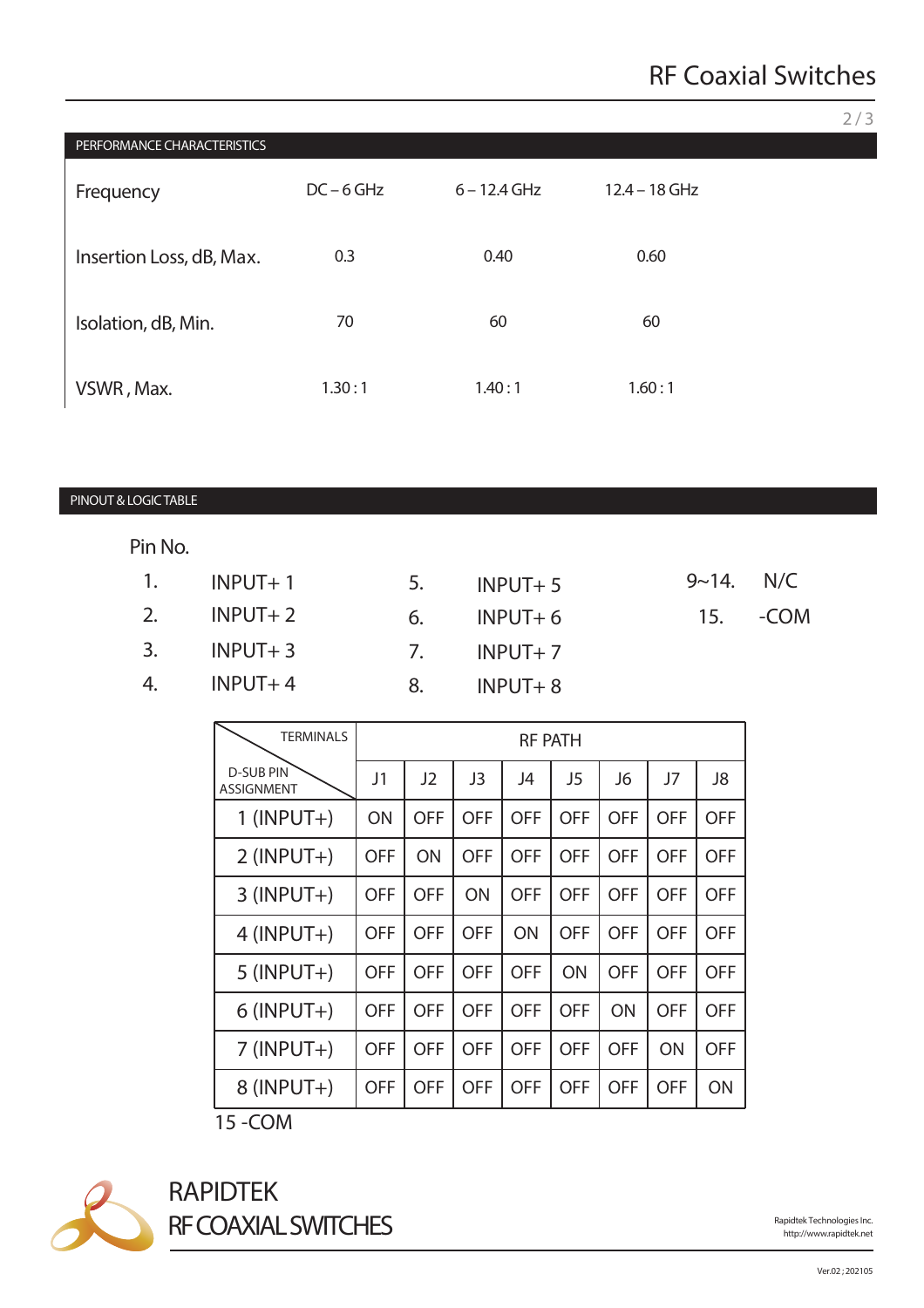## PERFORMANCE CHARACTERISTICS

| Frequency | DC – 6 GHz | 6 – 12.4 GHz | 12.4 – 18 GHz |
|---|---|---|---|
| Insertion Loss, dB, Max. | 0.3 | 0.40 | 0.60 |
| Isolation, dB, Min. | 70 | 60 | 60 |
| VSWR , Max. | 1.30 : 1 | 1.40 : 1 | 1.60 : 1 |

## PINOUT & LOGIC TABLE

Pin No.

| | | | | | |
|---|---|---|---|---|---|
| 1. | INPUT+ 1 | 5. | INPUT+ 5 | 9~14. | N/C |
| 2. | INPUT+ 2 | 6. | INPUT+ 6 | 15. | -COM |
| 3. | INPUT+ 3 | 7. | INPUT+ 7 | | |
| 4. | INPUT+ 4 | 8. | INPUT+ 8 | | |

| TERMINALS / D-SUB PIN ASSIGNMENT | RF PATH | | | | | | | |
|---|---|---|---|---|---|---|---|---|
| | J1 | J2 | J3 | J4 | J5 | J6 | J7 | J8 |
| 1 (INPUT+) | ON | OFF | OFF | OFF | OFF | OFF | OFF | OFF |
| 2 (INPUT+) | OFF | ON | OFF | OFF | OFF | OFF | OFF | OFF |
| 3 (INPUT+) | OFF | OFF | ON | OFF | OFF | OFF | OFF | OFF |
| 4 (INPUT+) | OFF | OFF | OFF | ON | OFF | OFF | OFF | OFF |
| 5 (INPUT+) | OFF | OFF | OFF | OFF | ON | OFF | OFF | OFF |
| 6 (INPUT+) | OFF | OFF | OFF | OFF | OFF | ON | OFF | OFF |
| 7 (INPUT+) | OFF | OFF | OFF | OFF | OFF | OFF | ON | OFF |
| 8 (INPUT+) | OFF | OFF | OFF | OFF | OFF | OFF | OFF | ON |

15 -COM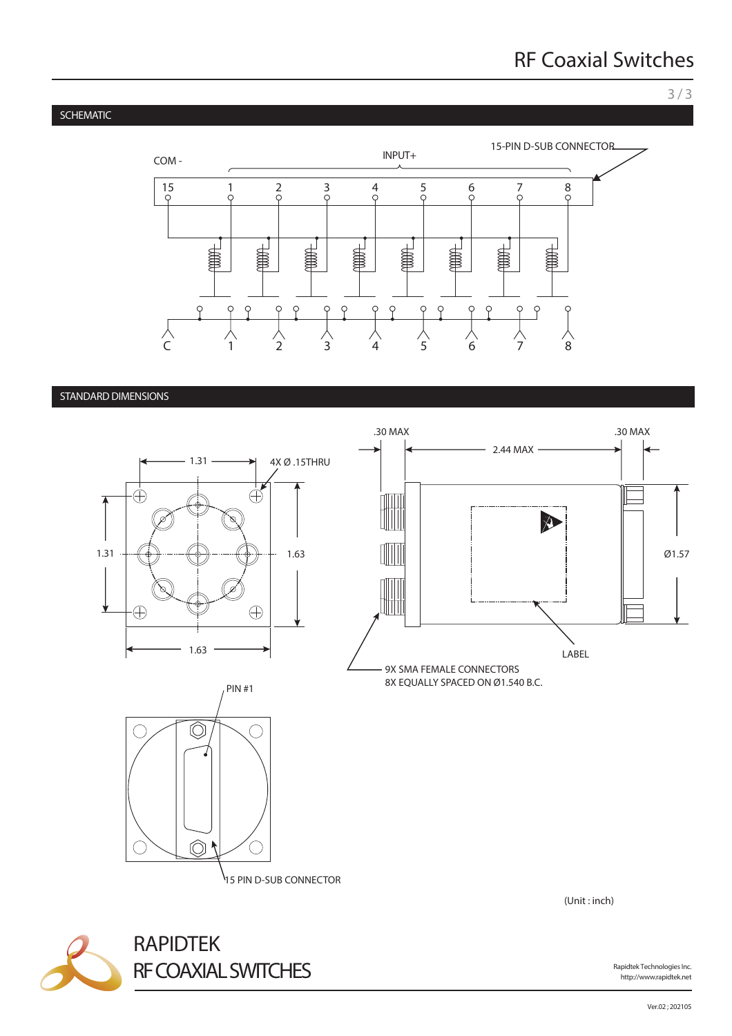## SCHEMATIC

15-PIN D-SUB CONNECTOR

COM -

INPUT+

15
1
2
3
4
5
6
7
8

C
1
2
3
4
5
6
7
8

## STANDARD DIMENSIONS

1.31

4X Ø .15THRU

1.31

1.63

1.63

.30 MAX

2.44 MAX

.30 MAX

Ø1.57

LABEL

9X SMA FEMALE CONNECTORS
8X EQUALLY SPACED ON Ø1.540 B.C.

PIN #1

15 PIN D-SUB CONNECTOR

(Unit : inch)

RAPIDTEK
RF COAXIAL SWITCHES

Rapidtek Technologies Inc.
http://www.rapidtek.net

Ver.02 ; 202105